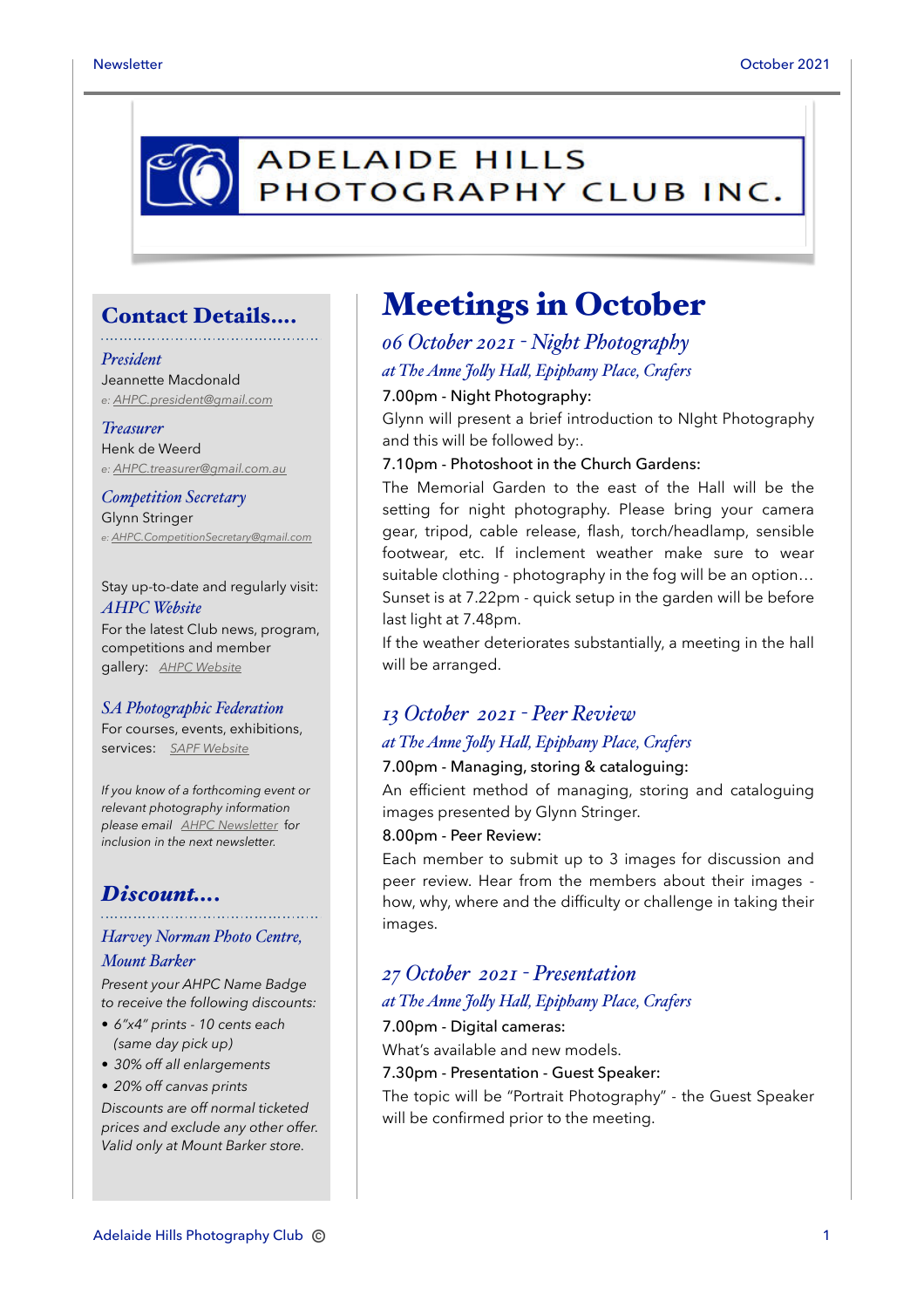# ADELAIDE HILLS PHOTOGRAPHY CLUB INC.

## Contact Details....

*President*
Jeannette Macdonald
e: AHPC.president@gmail.com

*Treasurer*
Henk de Weerd
e: AHPC.treasurer@gmail.com.au

*Competition Secretary*
Glynn Stringer
e: AHPC.CompetitionSecretary@gmail.com

Stay up-to-date and regularly visit:
*AHPC Website*
For the latest Club news, program, competitions and member gallery: AHPC Website

*SA Photographic Federation*
For courses, events, exhibitions, services: SAPF Website

*If you know of a forthcoming event or relevant photography information please email AHPC Newsletter for inclusion in the next newsletter.*

## Discount....

*Harvey Norman Photo Centre, Mount Barker*

*Present your AHPC Name Badge to receive the following discounts:*

- *6"x4" prints - 10 cents each (same day pick up)*
- *30% off all enlargements*
- *20% off canvas prints*

*Discounts are off normal ticketed prices and exclude any other offer. Valid only at Mount Barker store.*

# Meetings in October

### *06 October 2021 - Night Photography*

*at The Anne Jolly Hall, Epiphany Place, Crafers*

7.00pm - Night Photography:
Glynn will present a brief introduction to NIght Photography and this will be followed by:.

7.10pm - Photoshoot in the Church Gardens:
The Memorial Garden to the east of the Hall will be the setting for night photography. Please bring your camera gear, tripod, cable release, flash, torch/headlamp, sensible footwear, etc. If inclement weather make sure to wear suitable clothing - photography in the fog will be an option… Sunset is at 7.22pm - quick setup in the garden will be before last light at 7.48pm.
If the weather deteriorates substantially, a meeting in the hall will be arranged.

### *13 October 2021 - Peer Review*

*at The Anne Jolly Hall, Epiphany Place, Crafers*

7.00pm - Managing, storing & cataloguing:
An efficient method of managing, storing and cataloguing images presented by Glynn Stringer.

8.00pm - Peer Review:
Each member to submit up to 3 images for discussion and peer review. Hear from the members about their images - how, why, where and the difficulty or challenge in taking their images.

### *27 October 2021 - Presentation*

*at The Anne Jolly Hall, Epiphany Place, Crafers*

7.00pm - Digital cameras:
What's available and new models.

7.30pm - Presentation - Guest Speaker:
The topic will be "Portrait Photography" - the Guest Speaker will be confirmed prior to the meeting.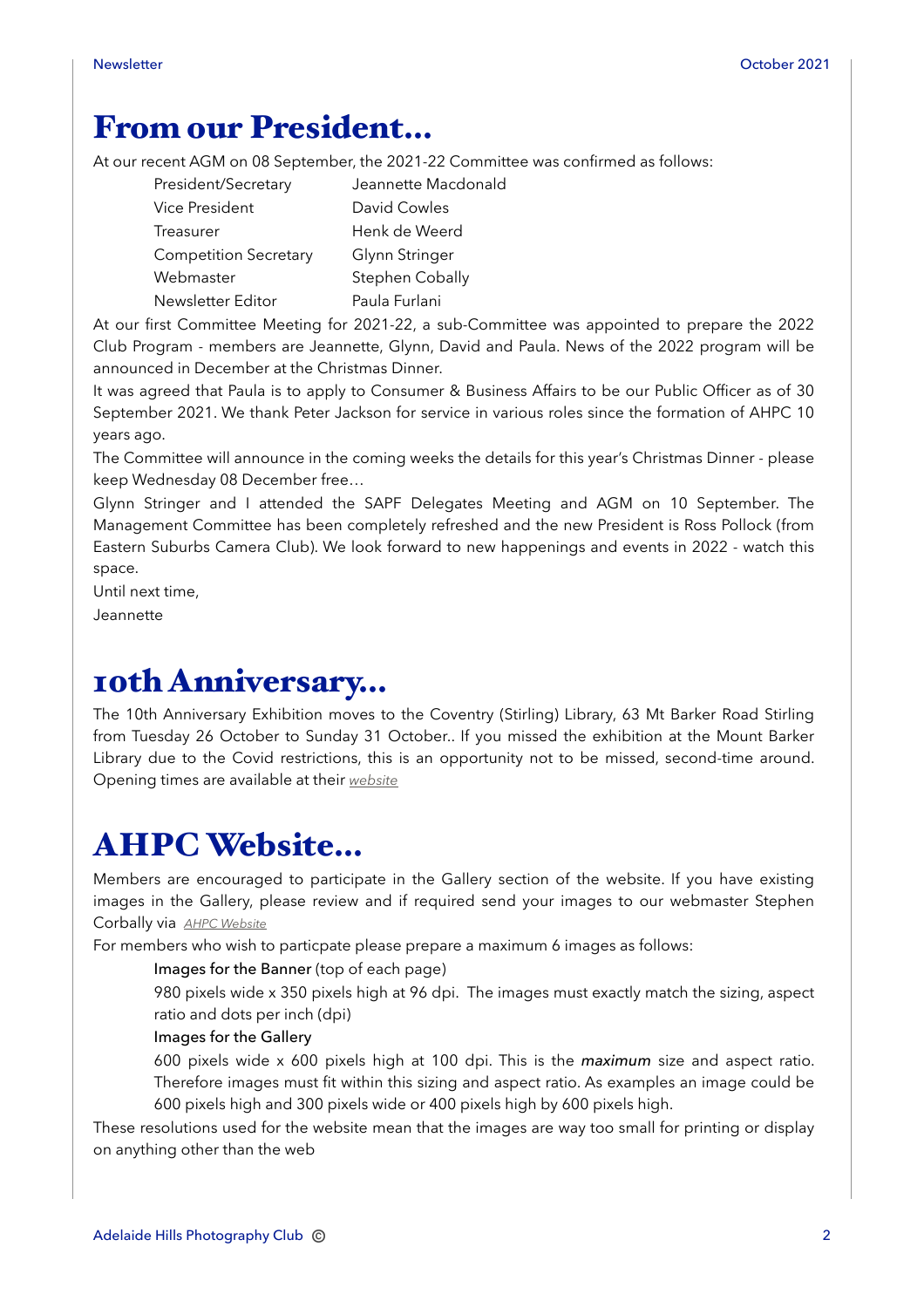# From our President...

At our recent AGM on 08 September, the 2021-22 Committee was confirmed as follows:

| | |
|---|---|
| President/Secretary | Jeannette Macdonald |
| Vice President | David Cowles |
| Treasurer | Henk de Weerd |
| Competition Secretary | Glynn Stringer |
| Webmaster | Stephen Cobally |
| Newsletter Editor | Paula Furlani |

At our first Committee Meeting for 2021-22, a sub-Committee was appointed to prepare the 2022 Club Program - members are Jeannette, Glynn, David and Paula. News of the 2022 program will be announced in December at the Christmas Dinner.

It was agreed that Paula is to apply to Consumer & Business Affairs to be our Public Officer as of 30 September 2021. We thank Peter Jackson for service in various roles since the formation of AHPC 10 years ago.

The Committee will announce in the coming weeks the details for this year's Christmas Dinner - please keep Wednesday 08 December free…

Glynn Stringer and I attended the SAPF Delegates Meeting and AGM on 10 September. The Management Committee has been completely refreshed and the new President is Ross Pollock (from Eastern Suburbs Camera Club). We look forward to new happenings and events in 2022 - watch this space.

Until next time,

Jeannette

# 10th Anniversary...

The 10th Anniversary Exhibition moves to the Coventry (Stirling) Library, 63 Mt Barker Road Stirling from Tuesday 26 October to Sunday 31 October.. If you missed the exhibition at the Mount Barker Library due to the Covid restrictions, this is an opportunity not to be missed, second-time around. Opening times are available at their *website*

# AHPC Website...

Members are encouraged to participate in the Gallery section of the website. If you have existing images in the Gallery, please review and if required send your images to our webmaster Stephen Corbally via *AHPC Website*

For members who wish to particpate please prepare a maximum 6 images as follows:

Images for the Banner (top of each page)

980 pixels wide x 350 pixels high at 96 dpi. The images must exactly match the sizing, aspect ratio and dots per inch (dpi)

Images for the Gallery

600 pixels wide x 600 pixels high at 100 dpi. This is the ***maximum*** size and aspect ratio. Therefore images must fit within this sizing and aspect ratio. As examples an image could be 600 pixels high and 300 pixels wide or 400 pixels high by 600 pixels high.

These resolutions used for the website mean that the images are way too small for printing or display on anything other than the web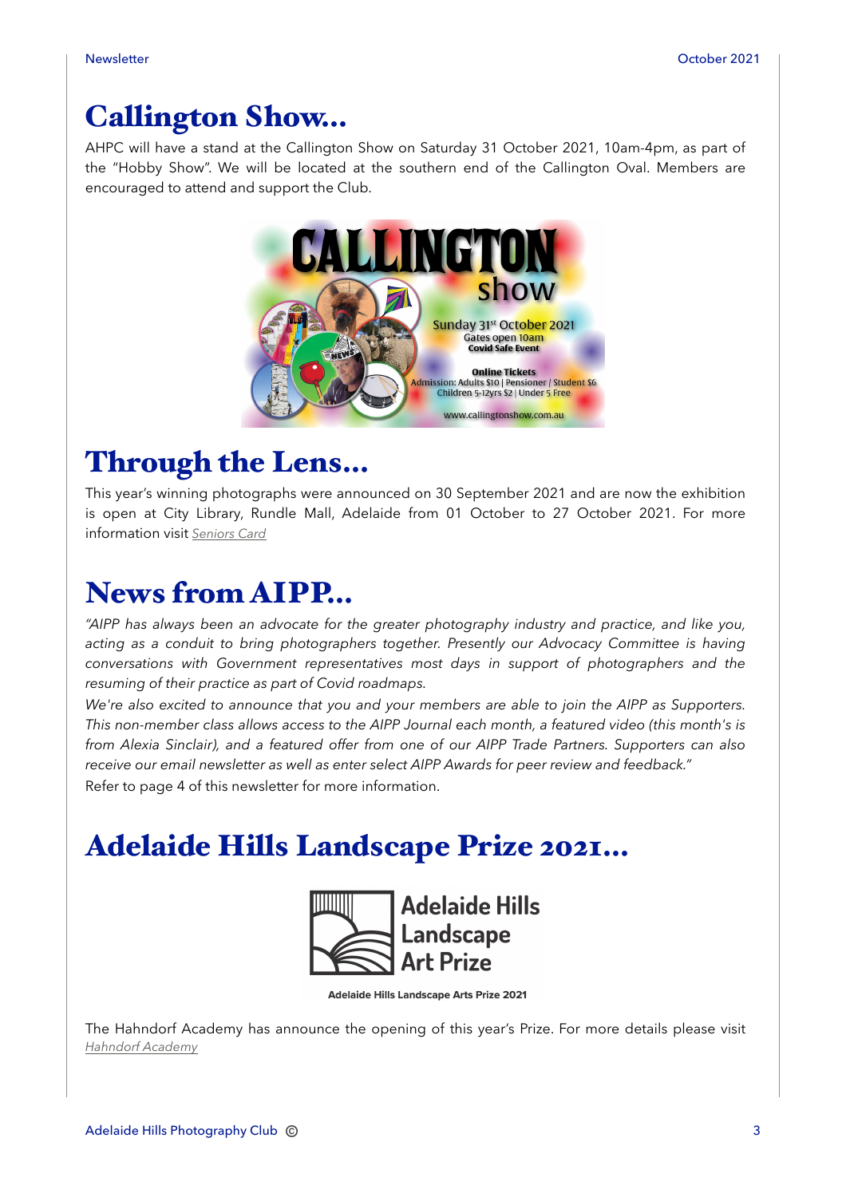# Callington Show...

AHPC will have a stand at the Callington Show on Saturday 31 October 2021, 10am-4pm, as part of the "Hobby Show". We will be located at the southern end of the Callington Oval. Members are encouraged to attend and support the Club.

# Through the Lens...

This year's winning photographs were announced on 30 September 2021 and are now the exhibition is open at City Library, Rundle Mall, Adelaide from 01 October to 27 October 2021. For more information visit *Seniors Card*

# News from AIPP...

*"AIPP has always been an advocate for the greater photography industry and practice, and like you, acting as a conduit to bring photographers together. Presently our Advocacy Committee is having conversations with Government representatives most days in support of photographers and the resuming of their practice as part of Covid roadmaps.*

*We're also excited to announce that you and your members are able to join the AIPP as Supporters. This non-member class allows access to the AIPP Journal each month, a featured video (this month's is from Alexia Sinclair), and a featured offer from one of our AIPP Trade Partners. Supporters can also receive our email newsletter as well as enter select AIPP Awards for peer review and feedback."*

Refer to page 4 of this newsletter for more information.

# Adelaide Hills Landscape Prize 2021...

Adelaide Hills Landscape Arts Prize 2021

The Hahndorf Academy has announce the opening of this year's Prize. For more details please visit *Hahndorf Academy*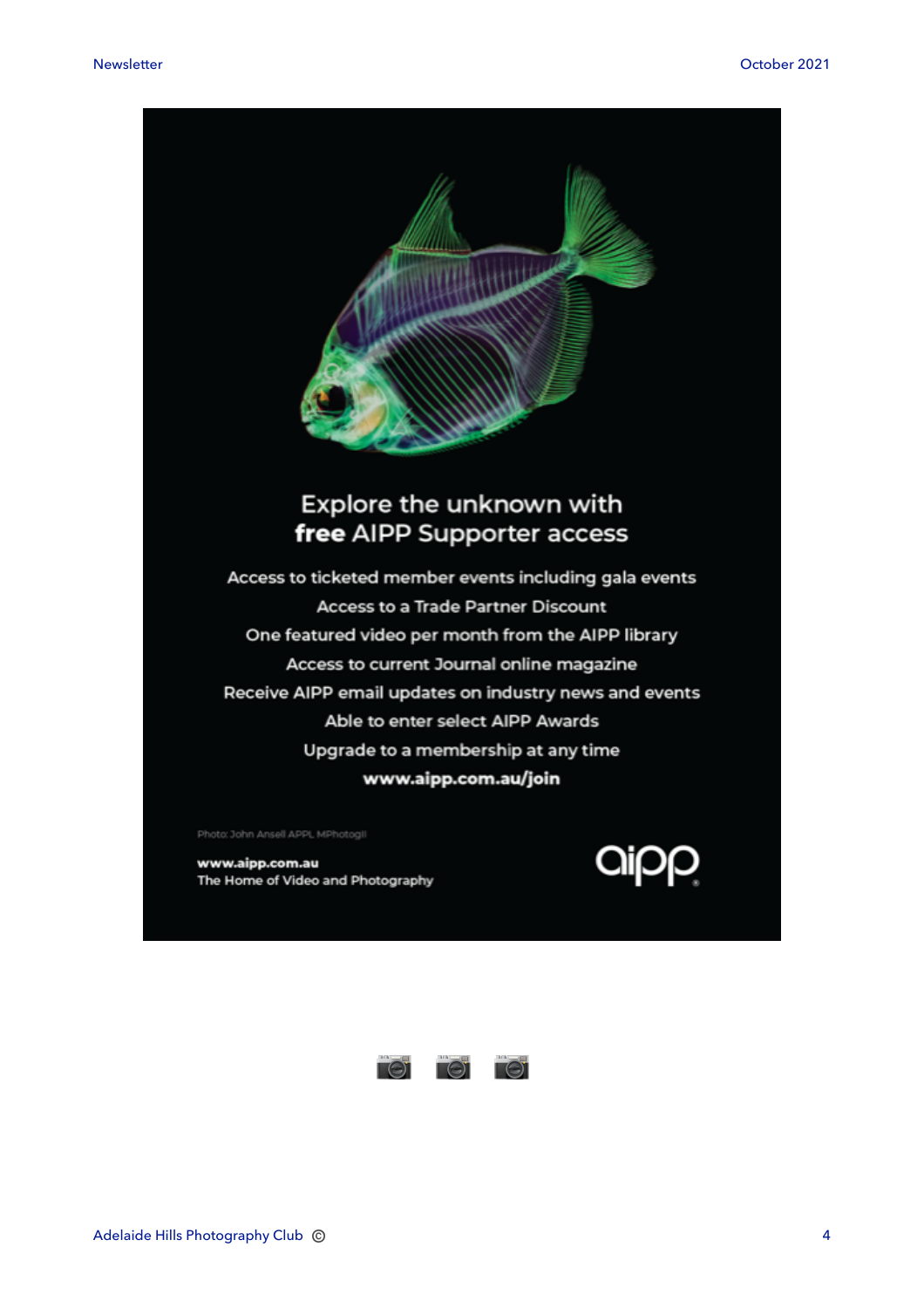Explore the unknown with
**free** AIPP Supporter access

Access to ticketed member events including gala events
Access to a Trade Partner Discount
One featured video per month from the AIPP library
Access to current Journal online magazine
Receive AIPP email updates on industry news and events
Able to enter select AIPP Awards
Upgrade to a membership at any time
**www.aipp.com.au/join**

Photo: John Ansell APPL MPhotogII

**www.aipp.com.au**
The Home of Video and Photography

aipp